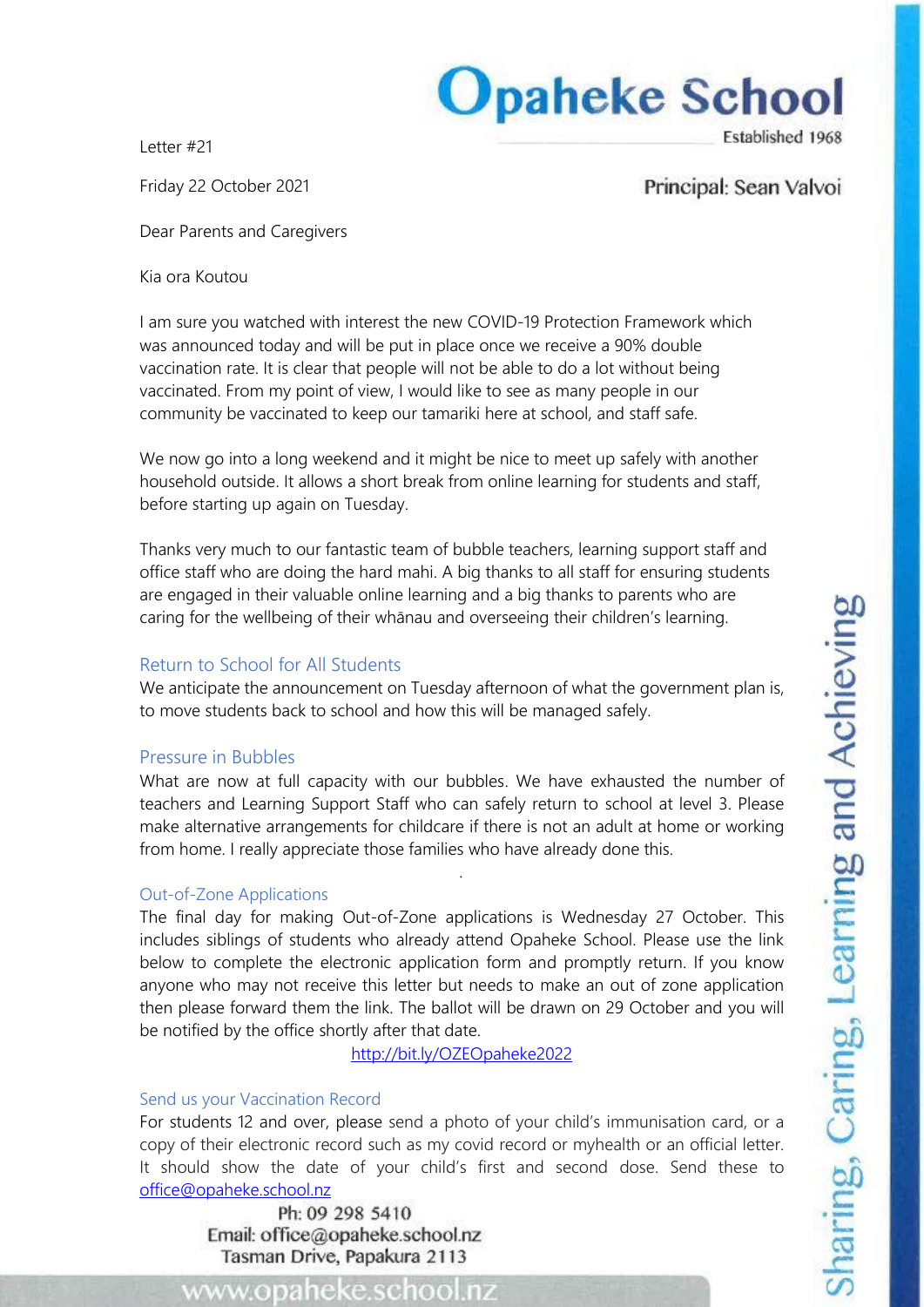# Opaheke School

Established 1968

Letter #21

Friday 22 October 2021

Principal: Sean Valvoi

Dear Parents and Caregivers

Kia ora Koutou

I am sure you watched with interest the new COVID-19 Protection Framework which was announced today and will be put in place once we receive a 90% double vaccination rate. It is clear that people will not be able to do a lot without being vaccinated. From my point of view, I would like to see as many people in our community be vaccinated to keep our tamariki here at school, and staff safe.

We now go into a long weekend and it might be nice to meet up safely with another household outside. It allows a short break from online learning for students and staff, before starting up again on Tuesday.

Thanks very much to our fantastic team of bubble teachers, learning support staff and office staff who are doing the hard mahi. A big thanks to all staff for ensuring students are engaged in their valuable online learning and a big thanks to parents who are caring for the wellbeing of their whānau and overseeing their children's learning.

## Return to School for All Students

We anticipate the announcement on Tuesday afternoon of what the government plan is, to move students back to school and how this will be managed safely.

## Pressure in Bubbles

What are now at full capacity with our bubbles. We have exhausted the number of teachers and Learning Support Staff who can safely return to school at level 3. Please make alternative arrangements for childcare if there is not an adult at home or working from home. I really appreciate those families who have already done this.

## Out-of-Zone Applications

The final day for making Out-of-Zone applications is Wednesday 27 October. This includes siblings of students who already attend Opaheke School. Please use the link below to complete the electronic application form and promptly return. If you know anyone who may not receive this letter but needs to make an out of zone application then please forward them the link. The ballot will be drawn on 29 October and you will be notified by the office shortly after that date.

http://bit.ly/OZEOpaheke2022

## Send us your Vaccination Record

For students 12 and over, please send a photo of your child's immunisation card, or a copy of their electronic record such as my covid record or myhealth or an official letter. It should show the date of your child's first and second dose. Send these to office@opaheke.school.nz

Ph: 09 298 5410
Email: office@opaheke.school.nz
Tasman Drive, Papakura 2113

www.opaheke.school.nz

Sharing, Caring, Learning and Achieving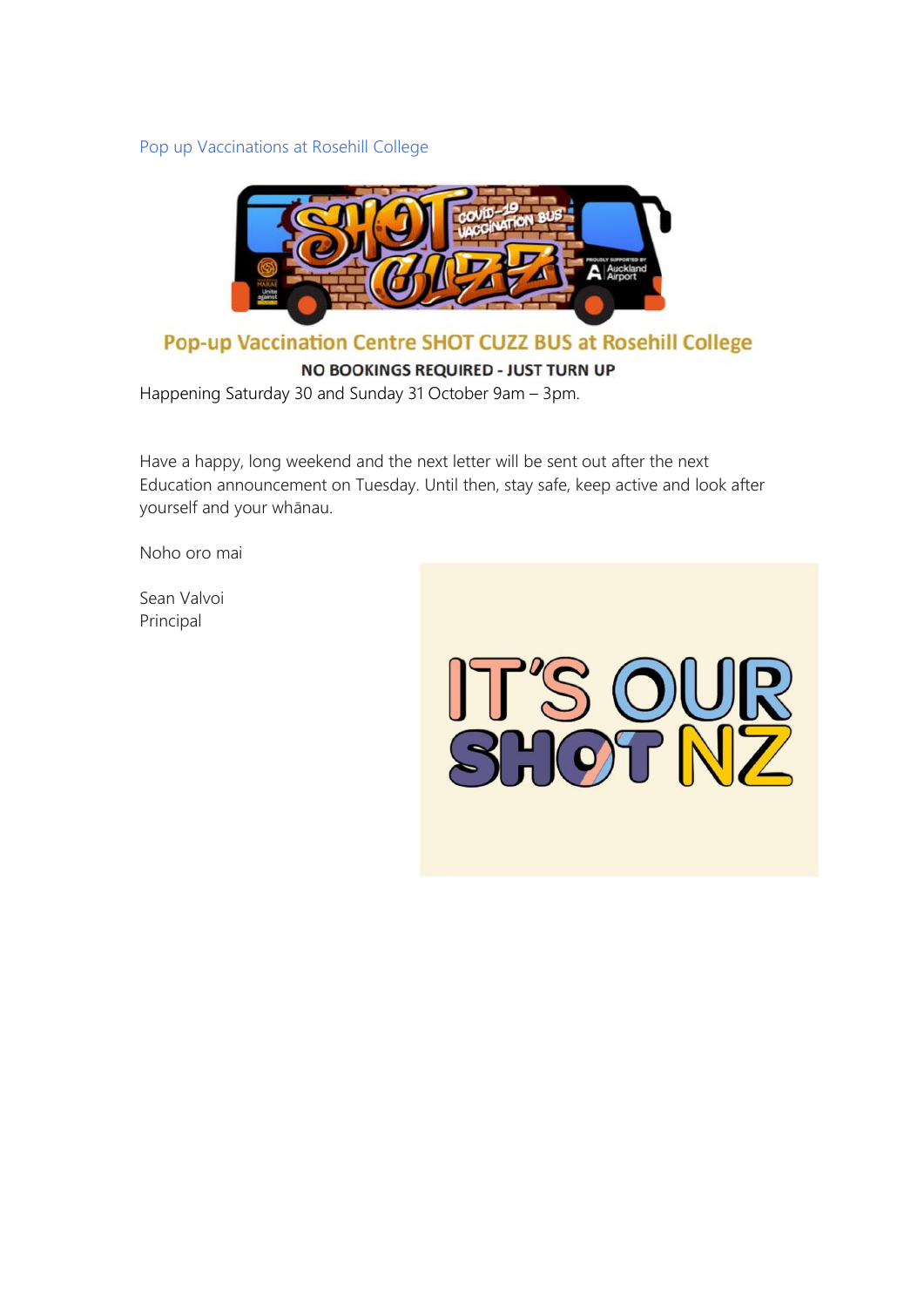Pop up Vaccinations at Rosehill College

**Pop-up Vaccination Centre SHOT CUZZ BUS at Rosehill College**

**NO BOOKINGS REQUIRED - JUST TURN UP**

Happening Saturday 30 and Sunday 31 October 9am – 3pm.

Have a happy, long weekend and the next letter will be sent out after the next Education announcement on Tuesday. Until then, stay safe, keep active and look after yourself and your whānau.

Noho oro mai

Sean Valvoi
Principal